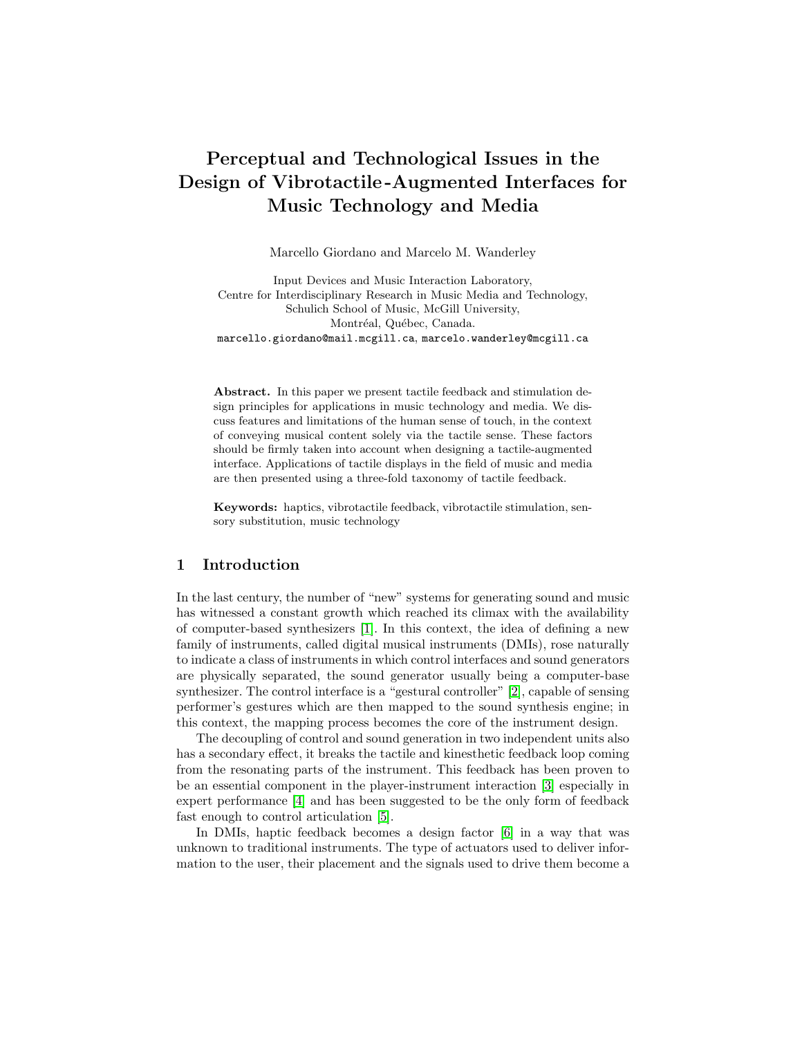# Perceptual and Technological Issues in the Design of Vibrotactile-Augmented Interfaces for Music Technology and Media

Marcello Giordano and Marcelo M. Wanderley

Input Devices and Music Interaction Laboratory,
Centre for Interdisciplinary Research in Music Media and Technology,
Schulich School of Music, McGill University,
Montréal, Québec, Canada.
marcello.giordano@mail.mcgill.ca, marcelo.wanderley@mcgill.ca

**Abstract.** In this paper we present tactile feedback and stimulation design principles for applications in music technology and media. We discuss features and limitations of the human sense of touch, in the context of conveying musical content solely via the tactile sense. These factors should be firmly taken into account when designing a tactile-augmented interface. Applications of tactile displays in the field of music and media are then presented using a three-fold taxonomy of tactile feedback.

**Keywords:** haptics, vibrotactile feedback, vibrotactile stimulation, sensory substitution, music technology

## 1 Introduction

In the last century, the number of "new" systems for generating sound and music has witnessed a constant growth which reached its climax with the availability of computer-based synthesizers [1]. In this context, the idea of defining a new family of instruments, called digital musical instruments (DMIs), rose naturally to indicate a class of instruments in which control interfaces and sound generators are physically separated, the sound generator usually being a computer-base synthesizer. The control interface is a "gestural controller" [2], capable of sensing performer's gestures which are then mapped to the sound synthesis engine; in this context, the mapping process becomes the core of the instrument design.

The decoupling of control and sound generation in two independent units also has a secondary effect, it breaks the tactile and kinesthetic feedback loop coming from the resonating parts of the instrument. This feedback has been proven to be an essential component in the player-instrument interaction [3] especially in expert performance [4] and has been suggested to be the only form of feedback fast enough to control articulation [5].

In DMIs, haptic feedback becomes a design factor [6] in a way that was unknown to traditional instruments. The type of actuators used to deliver information to the user, their placement and the signals used to drive them become a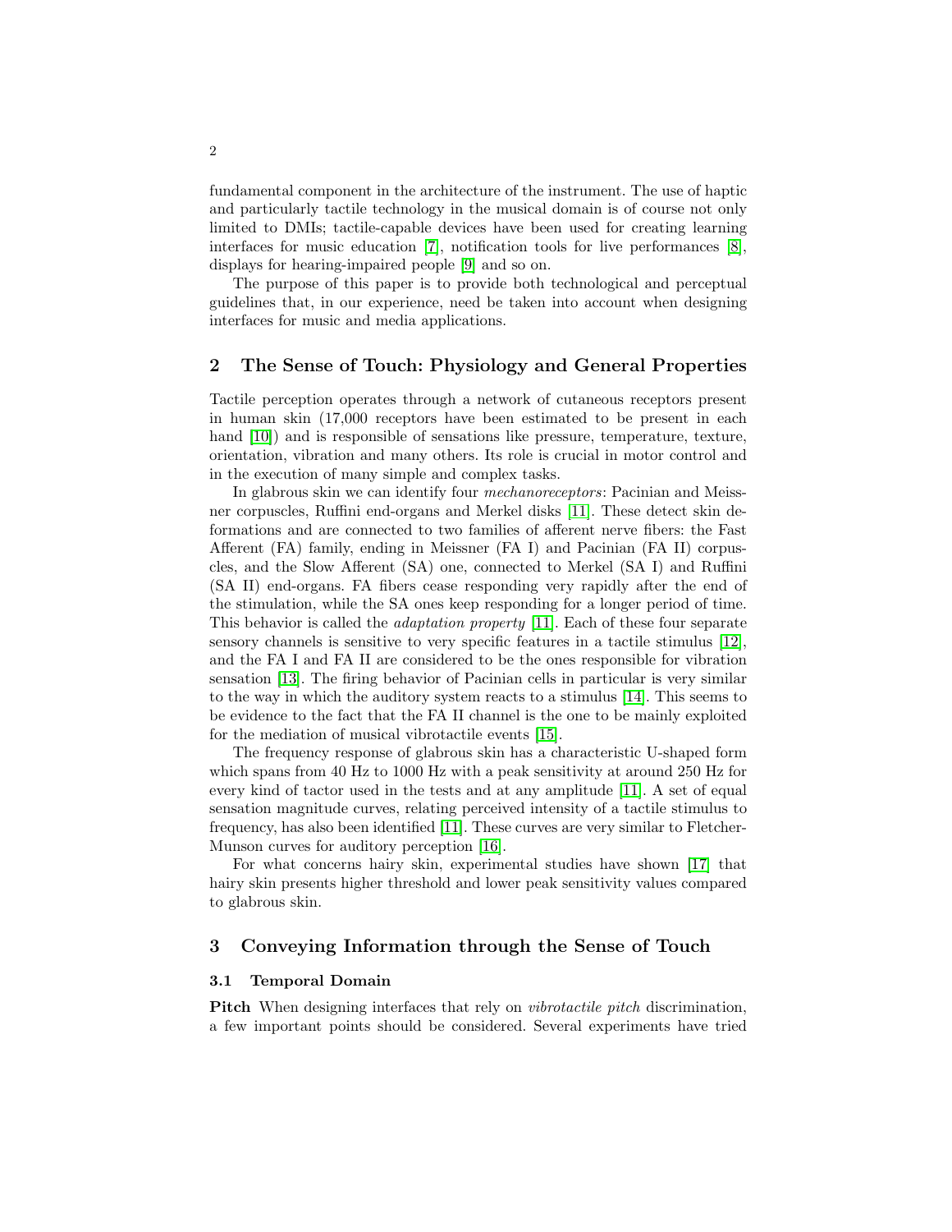fundamental component in the architecture of the instrument. The use of haptic and particularly tactile technology in the musical domain is of course not only limited to DMIs; tactile-capable devices have been used for creating learning interfaces for music education [7], notification tools for live performances [8], displays for hearing-impaired people [9] and so on.

The purpose of this paper is to provide both technological and perceptual guidelines that, in our experience, need be taken into account when designing interfaces for music and media applications.

## 2 The Sense of Touch: Physiology and General Properties

Tactile perception operates through a network of cutaneous receptors present in human skin (17,000 receptors have been estimated to be present in each hand [10]) and is responsible of sensations like pressure, temperature, texture, orientation, vibration and many others. Its role is crucial in motor control and in the execution of many simple and complex tasks.

In glabrous skin we can identify four *mechanoreceptors*: Pacinian and Meissner corpuscles, Ruffini end-organs and Merkel disks [11]. These detect skin deformations and are connected to two families of afferent nerve fibers: the Fast Afferent (FA) family, ending in Meissner (FA I) and Pacinian (FA II) corpuscles, and the Slow Afferent (SA) one, connected to Merkel (SA I) and Ruffini (SA II) end-organs. FA fibers cease responding very rapidly after the end of the stimulation, while the SA ones keep responding for a longer period of time. This behavior is called the *adaptation property* [11]. Each of these four separate sensory channels is sensitive to very specific features in a tactile stimulus [12], and the FA I and FA II are considered to be the ones responsible for vibration sensation [13]. The firing behavior of Pacinian cells in particular is very similar to the way in which the auditory system reacts to a stimulus [14]. This seems to be evidence to the fact that the FA II channel is the one to be mainly exploited for the mediation of musical vibrotactile events [15].

The frequency response of glabrous skin has a characteristic U-shaped form which spans from 40 Hz to 1000 Hz with a peak sensitivity at around 250 Hz for every kind of tactor used in the tests and at any amplitude [11]. A set of equal sensation magnitude curves, relating perceived intensity of a tactile stimulus to frequency, has also been identified [11]. These curves are very similar to Fletcher-Munson curves for auditory perception [16].

For what concerns hairy skin, experimental studies have shown [17] that hairy skin presents higher threshold and lower peak sensitivity values compared to glabrous skin.

## 3 Conveying Information through the Sense of Touch

### 3.1 Temporal Domain

**Pitch** When designing interfaces that rely on *vibrotactile pitch* discrimination, a few important points should be considered. Several experiments have tried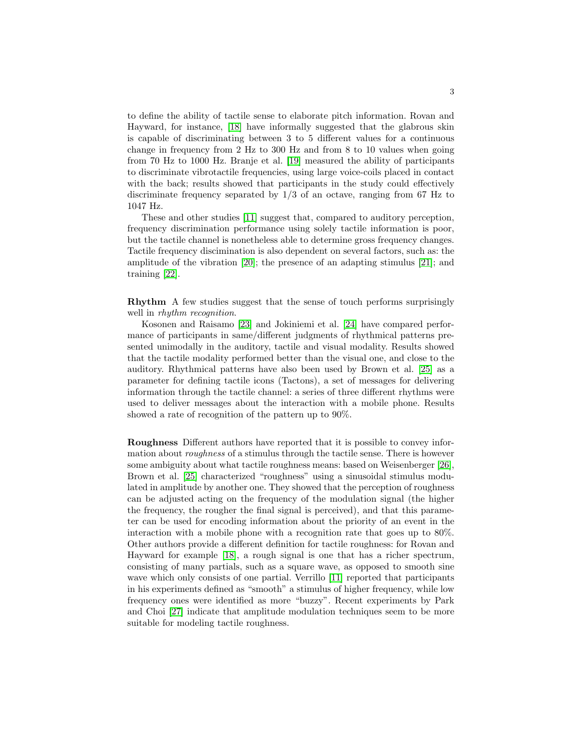to define the ability of tactile sense to elaborate pitch information. Rovan and Hayward, for instance, [18] have informally suggested that the glabrous skin is capable of discriminating between 3 to 5 different values for a continuous change in frequency from 2 Hz to 300 Hz and from 8 to 10 values when going from 70 Hz to 1000 Hz. Branje et al. [19] measured the ability of participants to discriminate vibrotactile frequencies, using large voice-coils placed in contact with the back; results showed that participants in the study could effectively discriminate frequency separated by 1/3 of an octave, ranging from 67 Hz to 1047 Hz.

These and other studies [11] suggest that, compared to auditory perception, frequency discrimination performance using solely tactile information is poor, but the tactile channel is nonetheless able to determine gross frequency changes. Tactile frequency discimination is also dependent on several factors, such as: the amplitude of the vibration [20]; the presence of an adapting stimulus [21]; and training [22].

**Rhythm** A few studies suggest that the sense of touch performs surprisingly well in *rhythm recognition*.

Kosonen and Raisamo [23] and Jokiniemi et al. [24] have compared performance of participants in same/different judgments of rhythmical patterns presented unimodally in the auditory, tactile and visual modality. Results showed that the tactile modality performed better than the visual one, and close to the auditory. Rhythmical patterns have also been used by Brown et al. [25] as a parameter for defining tactile icons (Tactons), a set of messages for delivering information through the tactile channel: a series of three different rhythms were used to deliver messages about the interaction with a mobile phone. Results showed a rate of recognition of the pattern up to 90%.

**Roughness** Different authors have reported that it is possible to convey information about *roughness* of a stimulus through the tactile sense. There is however some ambiguity about what tactile roughness means: based on Weisenberger [26], Brown et al. [25] characterized "roughness" using a sinusoidal stimulus modulated in amplitude by another one. They showed that the perception of roughness can be adjusted acting on the frequency of the modulation signal (the higher the frequency, the rougher the final signal is perceived), and that this parameter can be used for encoding information about the priority of an event in the interaction with a mobile phone with a recognition rate that goes up to 80%. Other authors provide a different definition for tactile roughness: for Rovan and Hayward for example [18], a rough signal is one that has a richer spectrum, consisting of many partials, such as a square wave, as opposed to smooth sine wave which only consists of one partial. Verrillo [11] reported that participants in his experiments defined as "smooth" a stimulus of higher frequency, while low frequency ones were identified as more "buzzy". Recent experiments by Park and Choi [27] indicate that amplitude modulation techniques seem to be more suitable for modeling tactile roughness.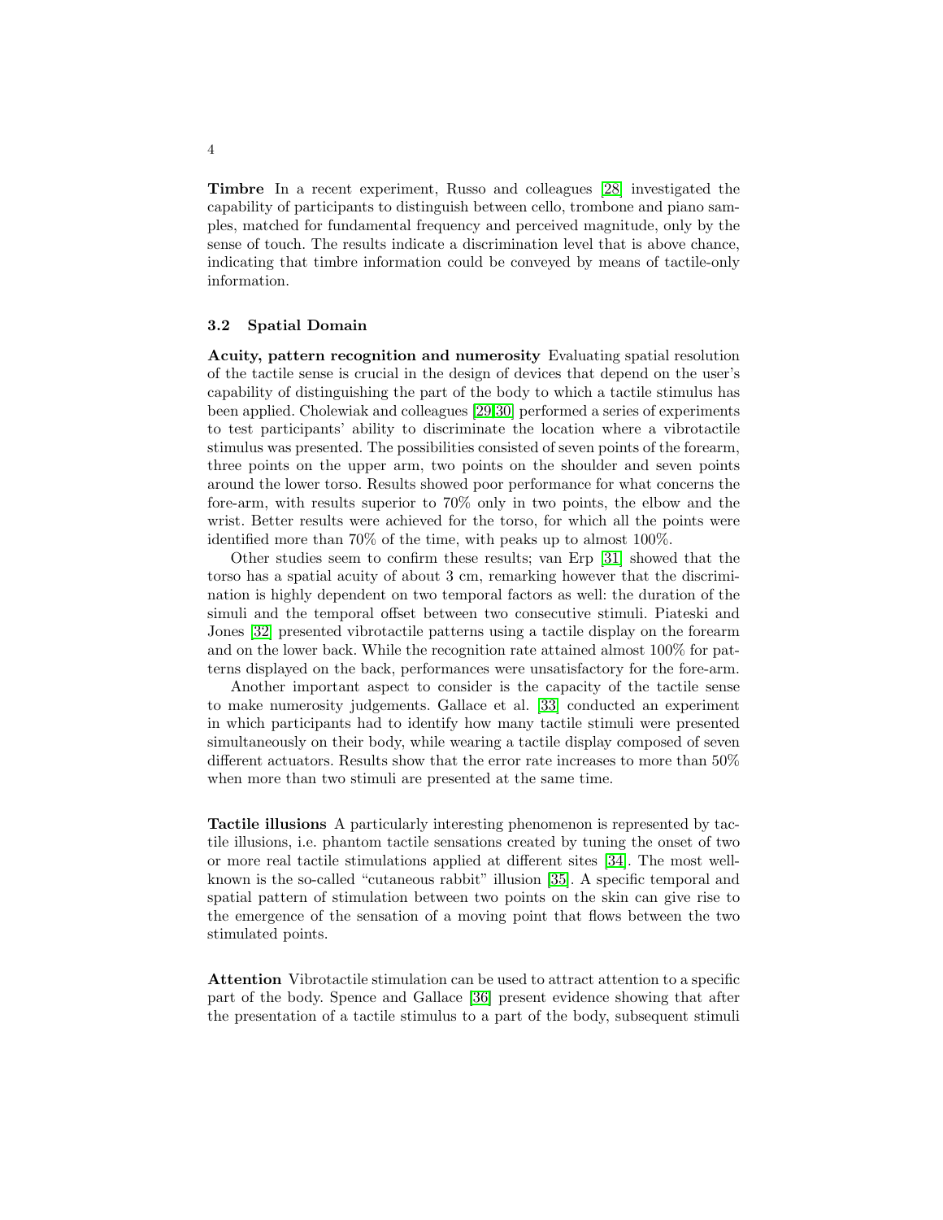**Timbre** In a recent experiment, Russo and colleagues [28] investigated the capability of participants to distinguish between cello, trombone and piano samples, matched for fundamental frequency and perceived magnitude, only by the sense of touch. The results indicate a discrimination level that is above chance, indicating that timbre information could be conveyed by means of tactile-only information.

### 3.2 Spatial Domain

**Acuity, pattern recognition and numerosity** Evaluating spatial resolution of the tactile sense is crucial in the design of devices that depend on the user's capability of distinguishing the part of the body to which a tactile stimulus has been applied. Cholewiak and colleagues [29,30] performed a series of experiments to test participants' ability to discriminate the location where a vibrotactile stimulus was presented. The possibilities consisted of seven points of the forearm, three points on the upper arm, two points on the shoulder and seven points around the lower torso. Results showed poor performance for what concerns the fore-arm, with results superior to 70% only in two points, the elbow and the wrist. Better results were achieved for the torso, for which all the points were identified more than 70% of the time, with peaks up to almost 100%.

Other studies seem to confirm these results; van Erp [31] showed that the torso has a spatial acuity of about 3 cm, remarking however that the discrimination is highly dependent on two temporal factors as well: the duration of the simuli and the temporal offset between two consecutive stimuli. Piateski and Jones [32] presented vibrotactile patterns using a tactile display on the forearm and on the lower back. While the recognition rate attained almost 100% for patterns displayed on the back, performances were unsatisfactory for the fore-arm.

Another important aspect to consider is the capacity of the tactile sense to make numerosity judgements. Gallace et al. [33] conducted an experiment in which participants had to identify how many tactile stimuli were presented simultaneously on their body, while wearing a tactile display composed of seven different actuators. Results show that the error rate increases to more than 50% when more than two stimuli are presented at the same time.

**Tactile illusions** A particularly interesting phenomenon is represented by tactile illusions, i.e. phantom tactile sensations created by tuning the onset of two or more real tactile stimulations applied at different sites [34]. The most well-known is the so-called "cutaneous rabbit" illusion [35]. A specific temporal and spatial pattern of stimulation between two points on the skin can give rise to the emergence of the sensation of a moving point that flows between the two stimulated points.

**Attention** Vibrotactile stimulation can be used to attract attention to a specific part of the body. Spence and Gallace [36] present evidence showing that after the presentation of a tactile stimulus to a part of the body, subsequent stimuli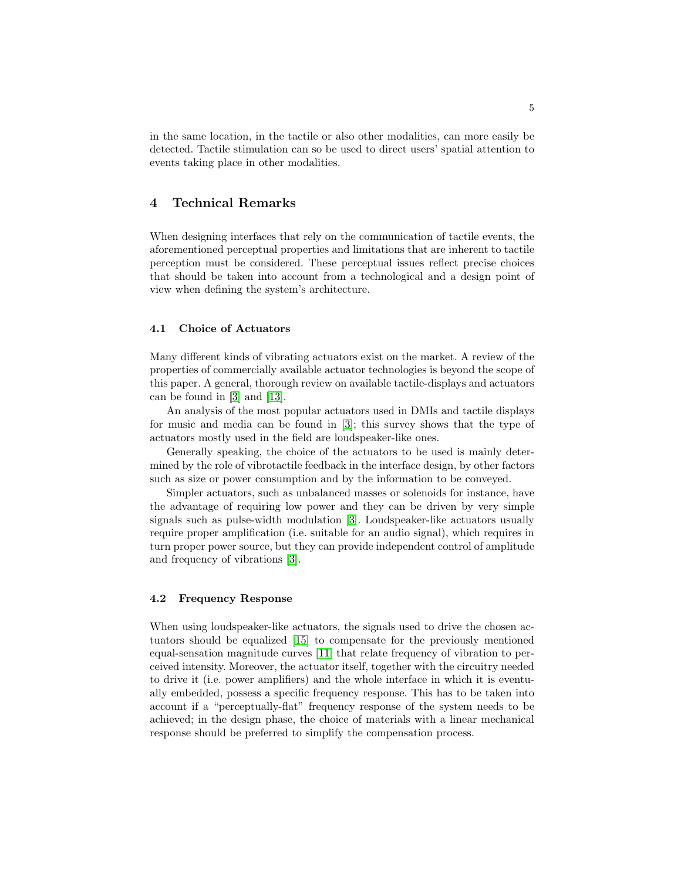in the same location, in the tactile or also other modalities, can more easily be detected. Tactile stimulation can so be used to direct users' spatial attention to events taking place in other modalities.

## 4 Technical Remarks

When designing interfaces that rely on the communication of tactile events, the aforementioned perceptual properties and limitations that are inherent to tactile perception must be considered. These perceptual issues reflect precise choices that should be taken into account from a technological and a design point of view when defining the system's architecture.

### 4.1 Choice of Actuators

Many different kinds of vibrating actuators exist on the market. A review of the properties of commercially available actuator technologies is beyond the scope of this paper. A general, thorough review on available tactile-displays and actuators can be found in [3] and [13].

An analysis of the most popular actuators used in DMIs and tactile displays for music and media can be found in [3]; this survey shows that the type of actuators mostly used in the field are loudspeaker-like ones.

Generally speaking, the choice of the actuators to be used is mainly determined by the role of vibrotactile feedback in the interface design, by other factors such as size or power consumption and by the information to be conveyed.

Simpler actuators, such as unbalanced masses or solenoids for instance, have the advantage of requiring low power and they can be driven by very simple signals such as pulse-width modulation [3]. Loudspeaker-like actuators usually require proper amplification (i.e. suitable for an audio signal), which requires in turn proper power source, but they can provide independent control of amplitude and frequency of vibrations [3].

### 4.2 Frequency Response

When using loudspeaker-like actuators, the signals used to drive the chosen actuators should be equalized [15] to compensate for the previously mentioned equal-sensation magnitude curves [11] that relate frequency of vibration to perceived intensity. Moreover, the actuator itself, together with the circuitry needed to drive it (i.e. power amplifiers) and the whole interface in which it is eventually embedded, possess a specific frequency response. This has to be taken into account if a "perceptually-flat" frequency response of the system needs to be achieved; in the design phase, the choice of materials with a linear mechanical response should be preferred to simplify the compensation process.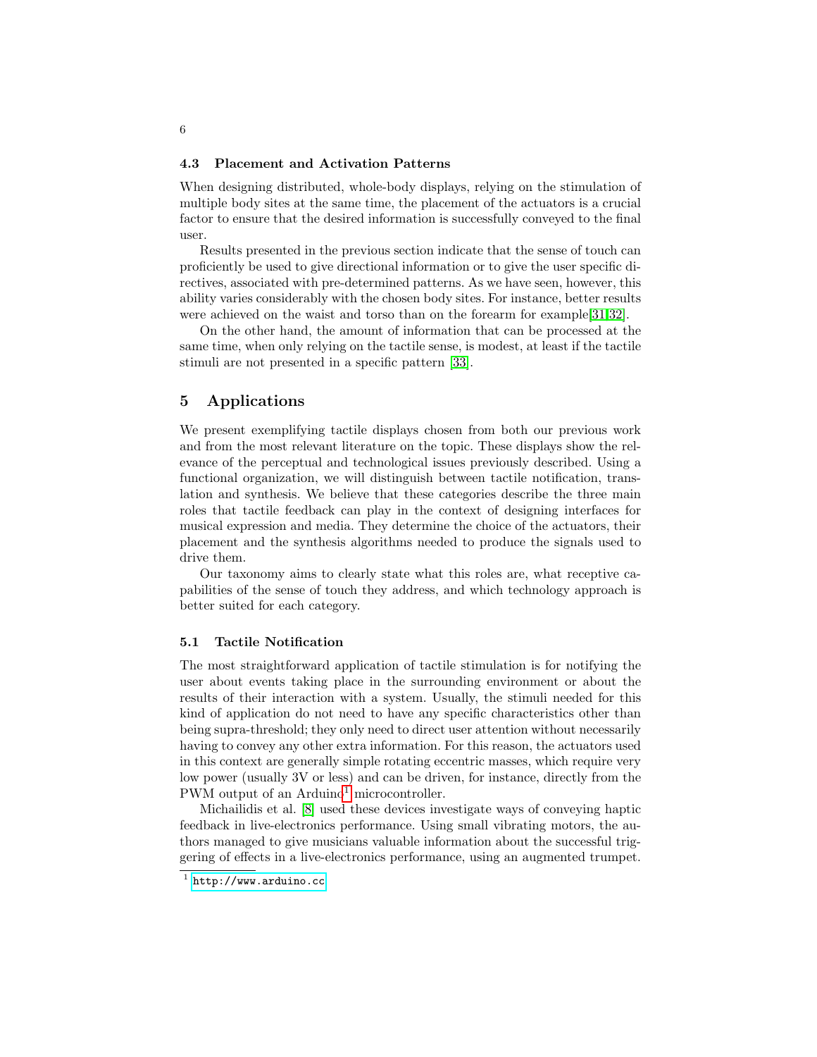### 4.3 Placement and Activation Patterns

When designing distributed, whole-body displays, relying on the stimulation of multiple body sites at the same time, the placement of the actuators is a crucial factor to ensure that the desired information is successfully conveyed to the final user.

Results presented in the previous section indicate that the sense of touch can proficiently be used to give directional information or to give the user specific directives, associated with pre-determined patterns. As we have seen, however, this ability varies considerably with the chosen body sites. For instance, better results were achieved on the waist and torso than on the forearm for example[31,32].

On the other hand, the amount of information that can be processed at the same time, when only relying on the tactile sense, is modest, at least if the tactile stimuli are not presented in a specific pattern [33].

## 5 Applications

We present exemplifying tactile displays chosen from both our previous work and from the most relevant literature on the topic. These displays show the relevance of the perceptual and technological issues previously described. Using a functional organization, we will distinguish between tactile notification, translation and synthesis. We believe that these categories describe the three main roles that tactile feedback can play in the context of designing interfaces for musical expression and media. They determine the choice of the actuators, their placement and the synthesis algorithms needed to produce the signals used to drive them.

Our taxonomy aims to clearly state what this roles are, what receptive capabilities of the sense of touch they address, and which technology approach is better suited for each category.

### 5.1 Tactile Notification

The most straightforward application of tactile stimulation is for notifying the user about events taking place in the surrounding environment or about the results of their interaction with a system. Usually, the stimuli needed for this kind of application do not need to have any specific characteristics other than being supra-threshold; they only need to direct user attention without necessarily having to convey any other extra information. For this reason, the actuators used in this context are generally simple rotating eccentric masses, which require very low power (usually 3V or less) and can be driven, for instance, directly from the PWM output of an Arduino[1] microcontroller.

Michailidis et al. [8] used these devices investigate ways of conveying haptic feedback in live-electronics performance. Using small vibrating motors, the authors managed to give musicians valuable information about the successful triggering of effects in a live-electronics performance, using an augmented trumpet.

[1] http://www.arduino.cc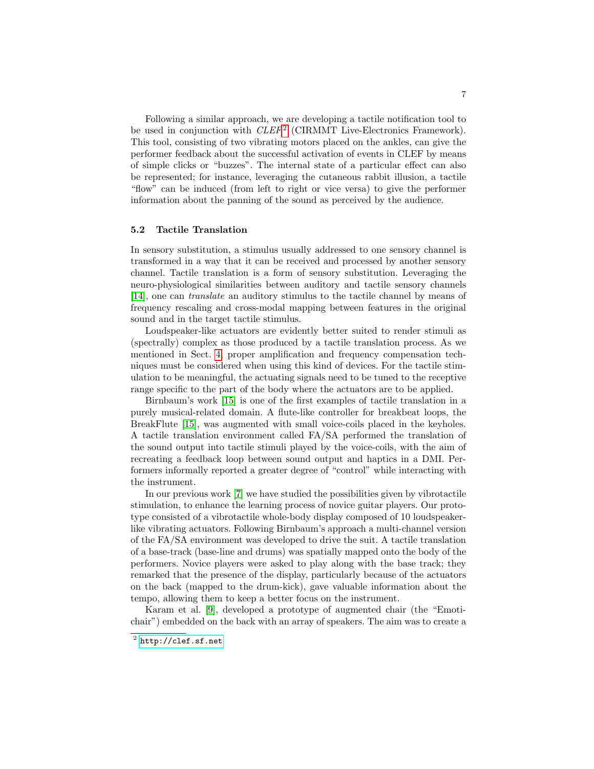Following a similar approach, we are developing a tactile notification tool to be used in conjunction with *CLEF*[2] (CIRMMT Live-Electronics Framework). This tool, consisting of two vibrating motors placed on the ankles, can give the performer feedback about the successful activation of events in CLEF by means of simple clicks or "buzzes". The internal state of a particular effect can also be represented; for instance, leveraging the cutaneous rabbit illusion, a tactile "flow" can be induced (from left to right or vice versa) to give the performer information about the panning of the sound as perceived by the audience.

### 5.2 Tactile Translation

In sensory substitution, a stimulus usually addressed to one sensory channel is transformed in a way that it can be received and processed by another sensory channel. Tactile translation is a form of sensory substitution. Leveraging the neuro-physiological similarities between auditory and tactile sensory channels [14], one can *translate* an auditory stimulus to the tactile channel by means of frequency rescaling and cross-modal mapping between features in the original sound and in the target tactile stimulus.

Loudspeaker-like actuators are evidently better suited to render stimuli as (spectrally) complex as those produced by a tactile translation process. As we mentioned in Sect. 4, proper amplification and frequency compensation techniques must be considered when using this kind of devices. For the tactile stimulation to be meaningful, the actuating signals need to be tuned to the receptive range specific to the part of the body where the actuators are to be applied.

Birnbaum's work [15] is one of the first examples of tactile translation in a purely musical-related domain. A flute-like controller for breakbeat loops, the BreakFlute [15], was augmented with small voice-coils placed in the keyholes. A tactile translation environment called FA/SA performed the translation of the sound output into tactile stimuli played by the voice-coils, with the aim of recreating a feedback loop between sound output and haptics in a DMI. Performers informally reported a greater degree of "control" while interacting with the instrument.

In our previous work [7] we have studied the possibilities given by vibrotactile stimulation, to enhance the learning process of novice guitar players. Our prototype consisted of a vibrotactile whole-body display composed of 10 loudspeaker-like vibrating actuators. Following Birnbaum's approach a multi-channel version of the FA/SA environment was developed to drive the suit. A tactile translation of a base-track (base-line and drums) was spatially mapped onto the body of the performers. Novice players were asked to play along with the base track; they remarked that the presence of the display, particularly because of the actuators on the back (mapped to the drum-kick), gave valuable information about the tempo, allowing them to keep a better focus on the instrument.

Karam et al. [9], developed a prototype of augmented chair (the "Emoti-chair") embedded on the back with an array of speakers. The aim was to create a

[2] http://clef.sf.net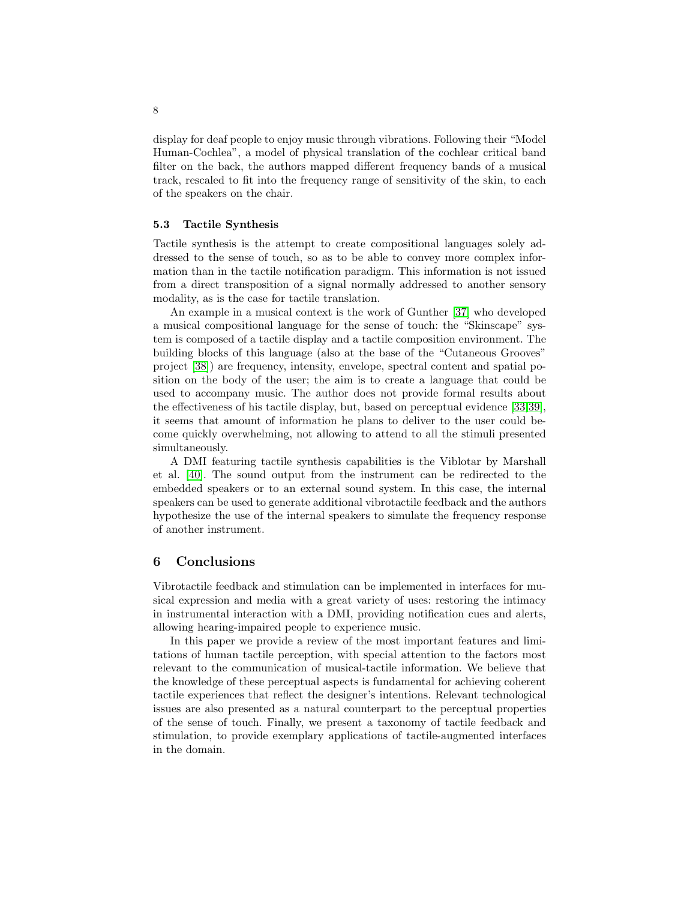display for deaf people to enjoy music through vibrations. Following their "Model Human-Cochlea", a model of physical translation of the cochlear critical band filter on the back, the authors mapped different frequency bands of a musical track, rescaled to fit into the frequency range of sensitivity of the skin, to each of the speakers on the chair.

### 5.3 Tactile Synthesis

Tactile synthesis is the attempt to create compositional languages solely addressed to the sense of touch, so as to be able to convey more complex information than in the tactile notification paradigm. This information is not issued from a direct transposition of a signal normally addressed to another sensory modality, as is the case for tactile translation.

An example in a musical context is the work of Gunther [37] who developed a musical compositional language for the sense of touch: the "Skinscape" system is composed of a tactile display and a tactile composition environment. The building blocks of this language (also at the base of the "Cutaneous Grooves" project [38]) are frequency, intensity, envelope, spectral content and spatial position on the body of the user; the aim is to create a language that could be used to accompany music. The author does not provide formal results about the effectiveness of his tactile display, but, based on perceptual evidence [33,39], it seems that amount of information he plans to deliver to the user could become quickly overwhelming, not allowing to attend to all the stimuli presented simultaneously.

A DMI featuring tactile synthesis capabilities is the Viblotar by Marshall et al. [40]. The sound output from the instrument can be redirected to the embedded speakers or to an external sound system. In this case, the internal speakers can be used to generate additional vibrotactile feedback and the authors hypothesize the use of the internal speakers to simulate the frequency response of another instrument.

## 6 Conclusions

Vibrotactile feedback and stimulation can be implemented in interfaces for musical expression and media with a great variety of uses: restoring the intimacy in instrumental interaction with a DMI, providing notification cues and alerts, allowing hearing-impaired people to experience music.

In this paper we provide a review of the most important features and limitations of human tactile perception, with special attention to the factors most relevant to the communication of musical-tactile information. We believe that the knowledge of these perceptual aspects is fundamental for achieving coherent tactile experiences that reflect the designer's intentions. Relevant technological issues are also presented as a natural counterpart to the perceptual properties of the sense of touch. Finally, we present a taxonomy of tactile feedback and stimulation, to provide exemplary applications of tactile-augmented interfaces in the domain.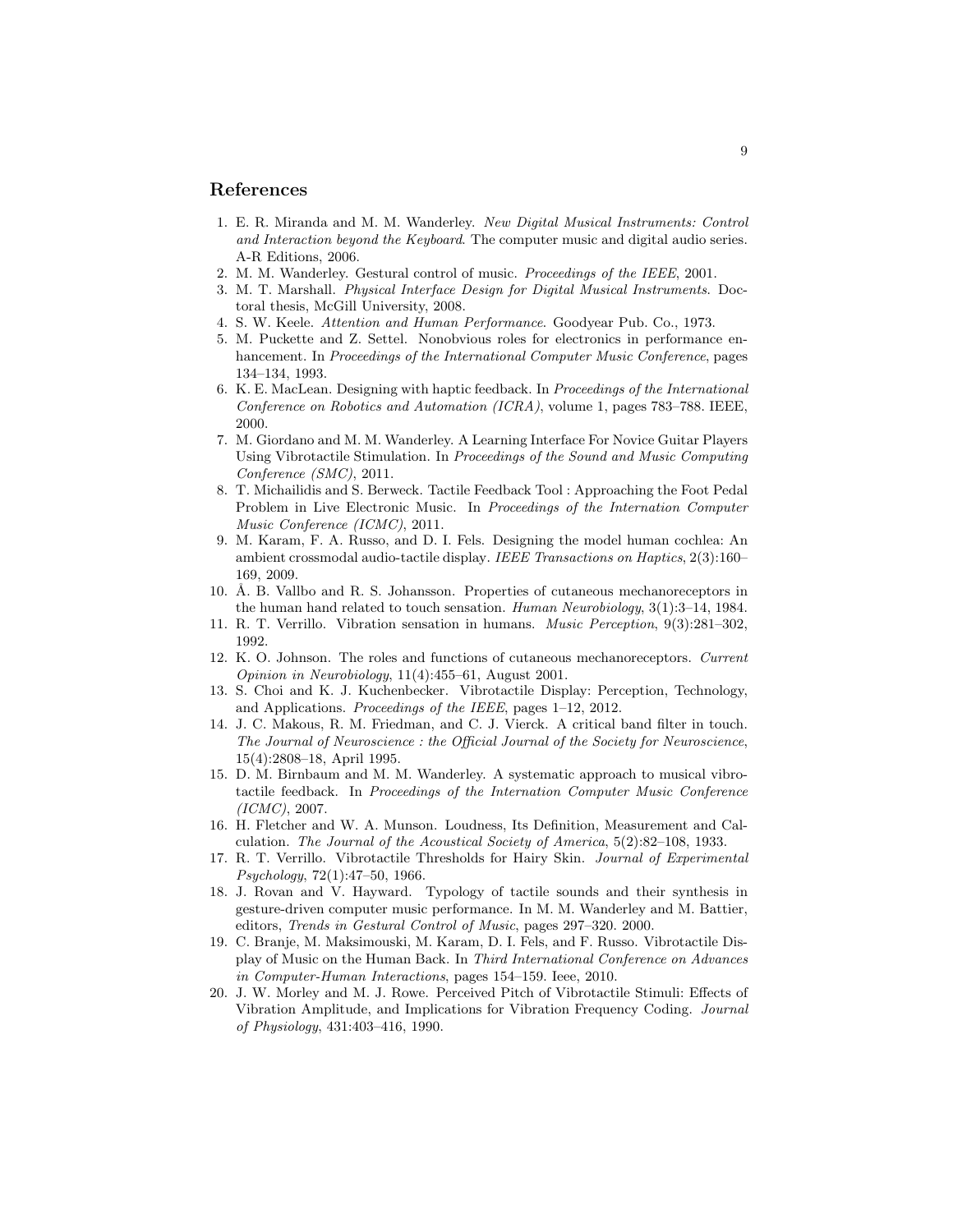## References

1. E. R. Miranda and M. M. Wanderley. *New Digital Musical Instruments: Control and Interaction beyond the Keyboard*. The computer music and digital audio series. A-R Editions, 2006.
2. M. M. Wanderley. Gestural control of music. *Proceedings of the IEEE*, 2001.
3. M. T. Marshall. *Physical Interface Design for Digital Musical Instruments*. Doctoral thesis, McGill University, 2008.
4. S. W. Keele. *Attention and Human Performance*. Goodyear Pub. Co., 1973.
5. M. Puckette and Z. Settel. Nonobvious roles for electronics in performance enhancement. In *Proceedings of the International Computer Music Conference*, pages 134–134, 1993.
6. K. E. MacLean. Designing with haptic feedback. In *Proceedings of the International Conference on Robotics and Automation (ICRA)*, volume 1, pages 783–788. IEEE, 2000.
7. M. Giordano and M. M. Wanderley. A Learning Interface For Novice Guitar Players Using Vibrotactile Stimulation. In *Proceedings of the Sound and Music Computing Conference (SMC)*, 2011.
8. T. Michailidis and S. Berweck. Tactile Feedback Tool : Approaching the Foot Pedal Problem in Live Electronic Music. In *Proceedings of the Internation Computer Music Conference (ICMC)*, 2011.
9. M. Karam, F. A. Russo, and D. I. Fels. Designing the model human cochlea: An ambient crossmodal audio-tactile display. *IEEE Transactions on Haptics*, 2(3):160–169, 2009.
10. Å. B. Vallbo and R. S. Johansson. Properties of cutaneous mechanoreceptors in the human hand related to touch sensation. *Human Neurobiology*, 3(1):3–14, 1984.
11. R. T. Verrillo. Vibration sensation in humans. *Music Perception*, 9(3):281–302, 1992.
12. K. O. Johnson. The roles and functions of cutaneous mechanoreceptors. *Current Opinion in Neurobiology*, 11(4):455–61, August 2001.
13. S. Choi and K. J. Kuchenbecker. Vibrotactile Display: Perception, Technology, and Applications. *Proceedings of the IEEE*, pages 1–12, 2012.
14. J. C. Makous, R. M. Friedman, and C. J. Vierck. A critical band filter in touch. *The Journal of Neuroscience : the Official Journal of the Society for Neuroscience*, 15(4):2808–18, April 1995.
15. D. M. Birnbaum and M. M. Wanderley. A systematic approach to musical vibrotactile feedback. In *Proceedings of the Internation Computer Music Conference (ICMC)*, 2007.
16. H. Fletcher and W. A. Munson. Loudness, Its Definition, Measurement and Calculation. *The Journal of the Acoustical Society of America*, 5(2):82–108, 1933.
17. R. T. Verrillo. Vibrotactile Thresholds for Hairy Skin. *Journal of Experimental Psychology*, 72(1):47–50, 1966.
18. J. Rovan and V. Hayward. Typology of tactile sounds and their synthesis in gesture-driven computer music performance. In M. M. Wanderley and M. Battier, editors, *Trends in Gestural Control of Music*, pages 297–320. 2000.
19. C. Branje, M. Maksimouski, M. Karam, D. I. Fels, and F. Russo. Vibrotactile Display of Music on the Human Back. In *Third International Conference on Advances in Computer-Human Interactions*, pages 154–159. Ieee, 2010.
20. J. W. Morley and M. J. Rowe. Perceived Pitch of Vibrotactile Stimuli: Effects of Vibration Amplitude, and Implications for Vibration Frequency Coding. *Journal of Physiology*, 431:403–416, 1990.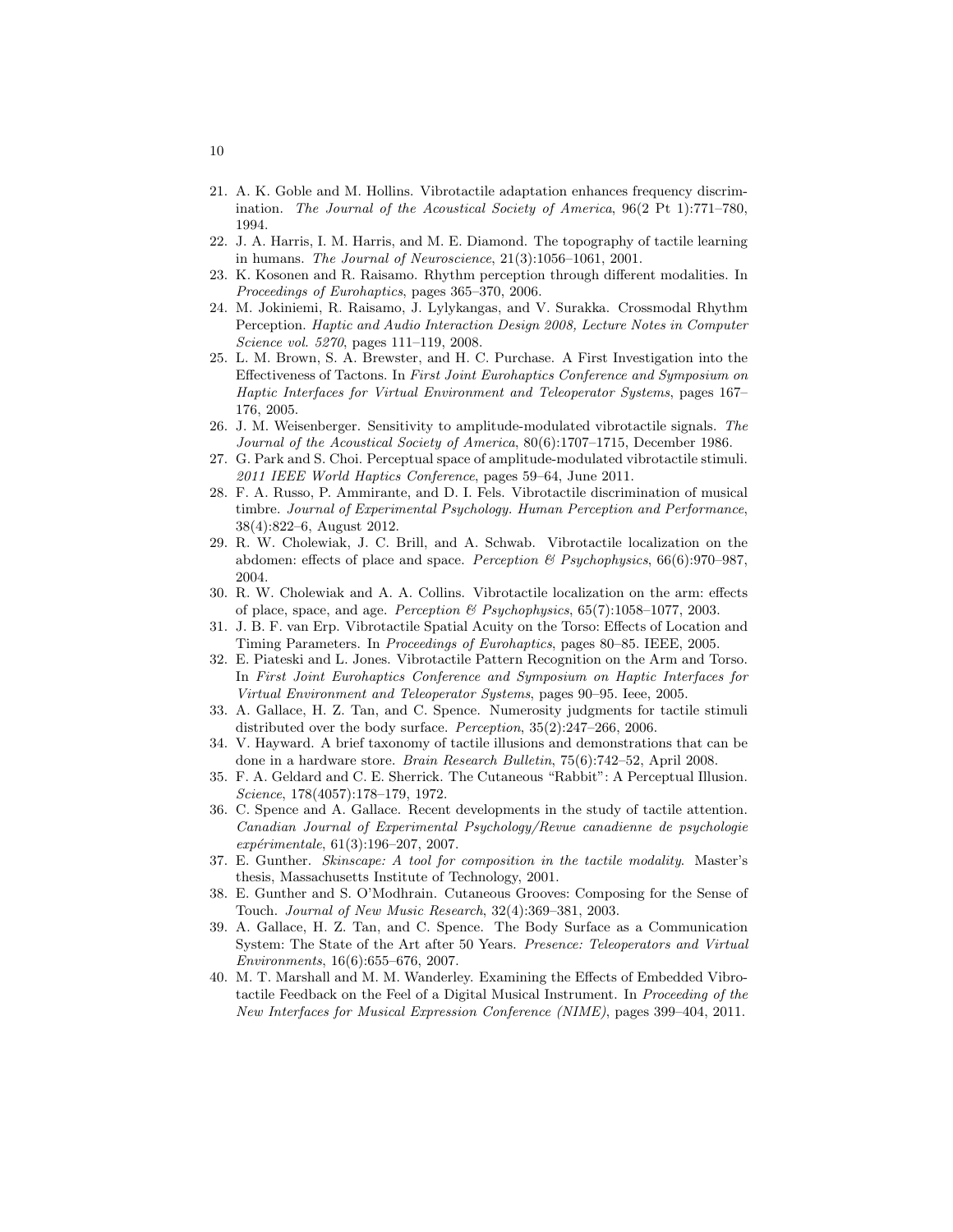21. A. K. Goble and M. Hollins. Vibrotactile adaptation enhances frequency discrimination. *The Journal of the Acoustical Society of America*, 96(2 Pt 1):771–780, 1994.
22. J. A. Harris, I. M. Harris, and M. E. Diamond. The topography of tactile learning in humans. *The Journal of Neuroscience*, 21(3):1056–1061, 2001.
23. K. Kosonen and R. Raisamo. Rhythm perception through different modalities. In *Proceedings of Eurohaptics*, pages 365–370, 2006.
24. M. Jokiniemi, R. Raisamo, J. Lylykangas, and V. Surakka. Crossmodal Rhythm Perception. *Haptic and Audio Interaction Design 2008, Lecture Notes in Computer Science vol. 5270*, pages 111–119, 2008.
25. L. M. Brown, S. A. Brewster, and H. C. Purchase. A First Investigation into the Effectiveness of Tactons. In *First Joint Eurohaptics Conference and Symposium on Haptic Interfaces for Virtual Environment and Teleoperator Systems*, pages 167–176, 2005.
26. J. M. Weisenberger. Sensitivity to amplitude-modulated vibrotactile signals. *The Journal of the Acoustical Society of America*, 80(6):1707–1715, December 1986.
27. G. Park and S. Choi. Perceptual space of amplitude-modulated vibrotactile stimuli. *2011 IEEE World Haptics Conference*, pages 59–64, June 2011.
28. F. A. Russo, P. Ammirante, and D. I. Fels. Vibrotactile discrimination of musical timbre. *Journal of Experimental Psychology. Human Perception and Performance*, 38(4):822–6, August 2012.
29. R. W. Cholewiak, J. C. Brill, and A. Schwab. Vibrotactile localization on the abdomen: effects of place and space. *Perception & Psychophysics*, 66(6):970–987, 2004.
30. R. W. Cholewiak and A. A. Collins. Vibrotactile localization on the arm: effects of place, space, and age. *Perception & Psychophysics*, 65(7):1058–1077, 2003.
31. J. B. F. van Erp. Vibrotactile Spatial Acuity on the Torso: Effects of Location and Timing Parameters. In *Proceedings of Eurohaptics*, pages 80–85. IEEE, 2005.
32. E. Piateski and L. Jones. Vibrotactile Pattern Recognition on the Arm and Torso. In *First Joint Eurohaptics Conference and Symposium on Haptic Interfaces for Virtual Environment and Teleoperator Systems*, pages 90–95. Ieee, 2005.
33. A. Gallace, H. Z. Tan, and C. Spence. Numerosity judgments for tactile stimuli distributed over the body surface. *Perception*, 35(2):247–266, 2006.
34. V. Hayward. A brief taxonomy of tactile illusions and demonstrations that can be done in a hardware store. *Brain Research Bulletin*, 75(6):742–52, April 2008.
35. F. A. Geldard and C. E. Sherrick. The Cutaneous "Rabbit": A Perceptual Illusion. *Science*, 178(4057):178–179, 1972.
36. C. Spence and A. Gallace. Recent developments in the study of tactile attention. *Canadian Journal of Experimental Psychology/Revue canadienne de psychologie expérimentale*, 61(3):196–207, 2007.
37. E. Gunther. *Skinscape: A tool for composition in the tactile modality*. Master's thesis, Massachusetts Institute of Technology, 2001.
38. E. Gunther and S. O'Modhrain. Cutaneous Grooves: Composing for the Sense of Touch. *Journal of New Music Research*, 32(4):369–381, 2003.
39. A. Gallace, H. Z. Tan, and C. Spence. The Body Surface as a Communication System: The State of the Art after 50 Years. *Presence: Teleoperators and Virtual Environments*, 16(6):655–676, 2007.
40. M. T. Marshall and M. M. Wanderley. Examining the Effects of Embedded Vibrotactile Feedback on the Feel of a Digital Musical Instrument. In *Proceeding of the New Interfaces for Musical Expression Conference (NIME)*, pages 399–404, 2011.